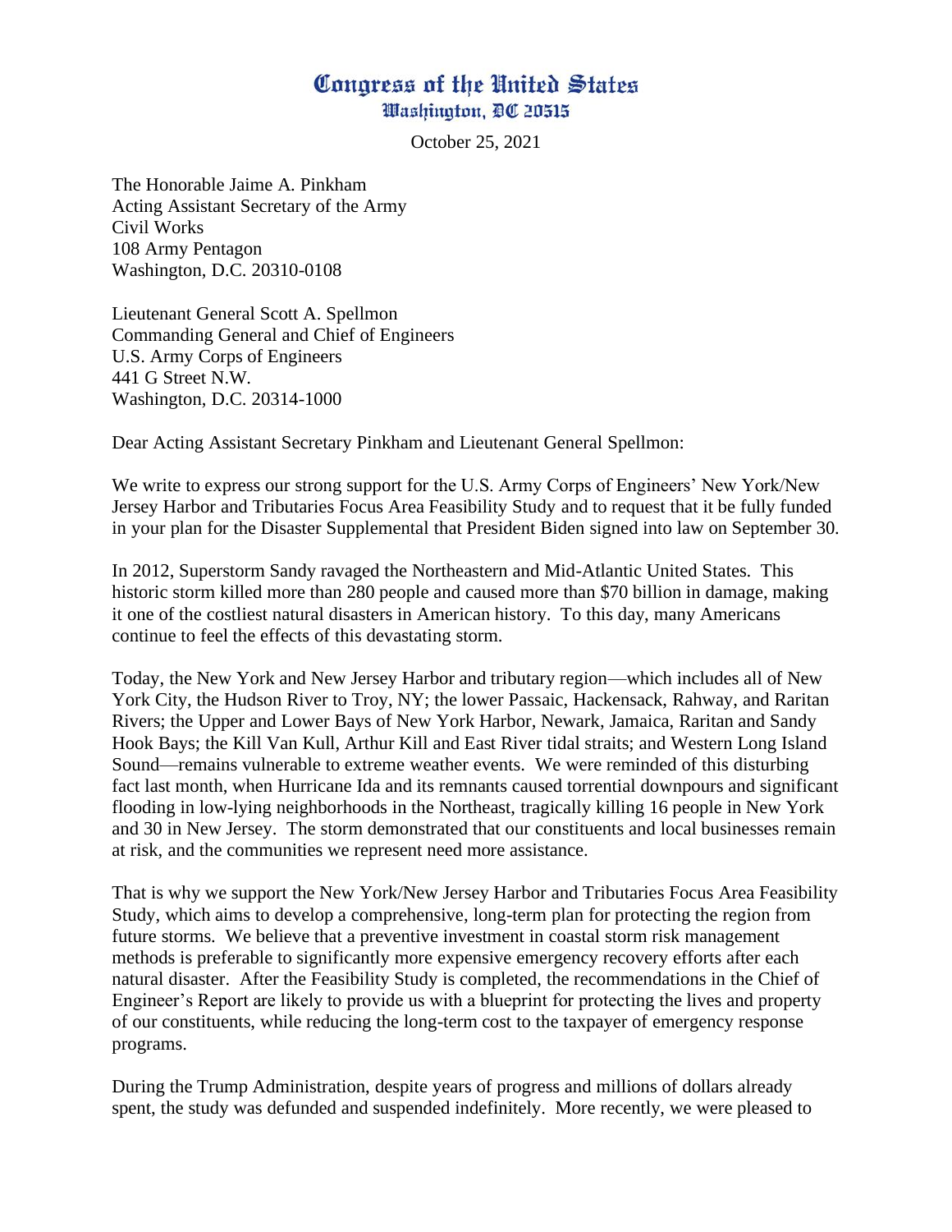# Congress of the United States
## Washington, DC 20515

October 25, 2021

The Honorable Jaime A. Pinkham
Acting Assistant Secretary of the Army
Civil Works
108 Army Pentagon
Washington, D.C. 20310-0108

Lieutenant General Scott A. Spellmon
Commanding General and Chief of Engineers
U.S. Army Corps of Engineers
441 G Street N.W.
Washington, D.C. 20314-1000

Dear Acting Assistant Secretary Pinkham and Lieutenant General Spellmon:

We write to express our strong support for the U.S. Army Corps of Engineers' New York/New Jersey Harbor and Tributaries Focus Area Feasibility Study and to request that it be fully funded in your plan for the Disaster Supplemental that President Biden signed into law on September 30.

In 2012, Superstorm Sandy ravaged the Northeastern and Mid-Atlantic United States. This historic storm killed more than 280 people and caused more than $70 billion in damage, making it one of the costliest natural disasters in American history. To this day, many Americans continue to feel the effects of this devastating storm.

Today, the New York and New Jersey Harbor and tributary region—which includes all of New York City, the Hudson River to Troy, NY; the lower Passaic, Hackensack, Rahway, and Raritan Rivers; the Upper and Lower Bays of New York Harbor, Newark, Jamaica, Raritan and Sandy Hook Bays; the Kill Van Kull, Arthur Kill and East River tidal straits; and Western Long Island Sound—remains vulnerable to extreme weather events. We were reminded of this disturbing fact last month, when Hurricane Ida and its remnants caused torrential downpours and significant flooding in low-lying neighborhoods in the Northeast, tragically killing 16 people in New York and 30 in New Jersey. The storm demonstrated that our constituents and local businesses remain at risk, and the communities we represent need more assistance.

That is why we support the New York/New Jersey Harbor and Tributaries Focus Area Feasibility Study, which aims to develop a comprehensive, long-term plan for protecting the region from future storms. We believe that a preventive investment in coastal storm risk management methods is preferable to significantly more expensive emergency recovery efforts after each natural disaster. After the Feasibility Study is completed, the recommendations in the Chief of Engineer's Report are likely to provide us with a blueprint for protecting the lives and property of our constituents, while reducing the long-term cost to the taxpayer of emergency response programs.

During the Trump Administration, despite years of progress and millions of dollars already spent, the study was defunded and suspended indefinitely. More recently, we were pleased to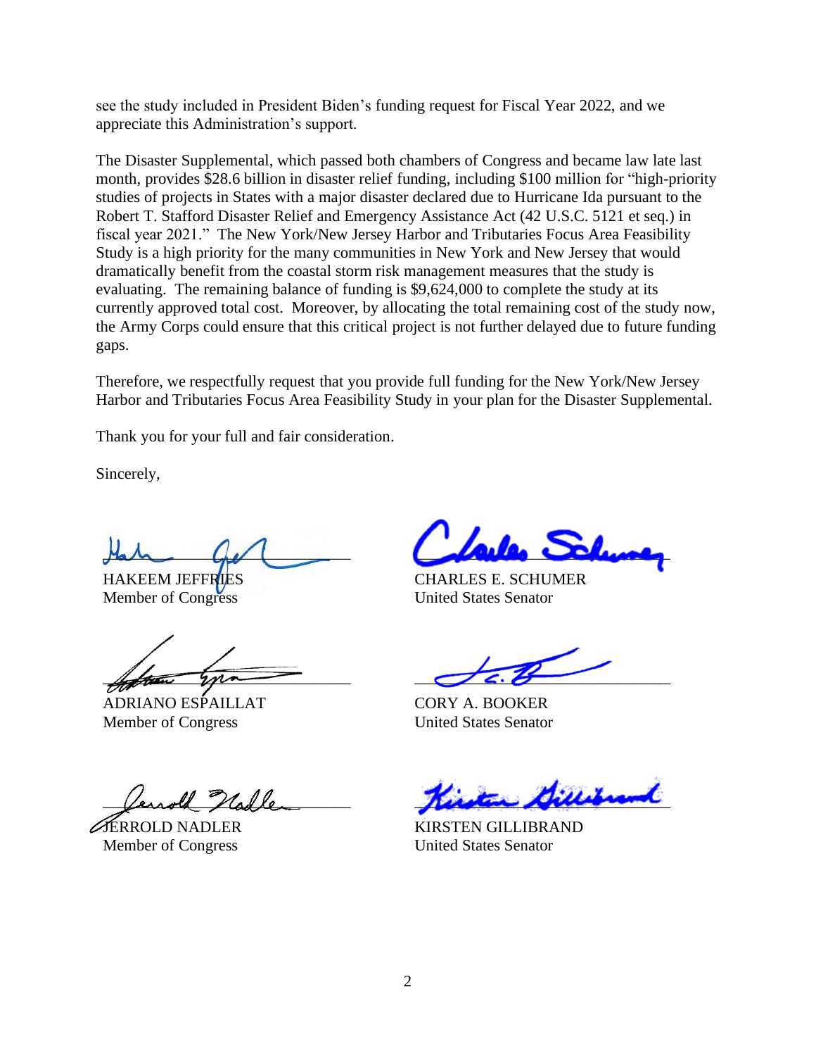see the study included in President Biden's funding request for Fiscal Year 2022, and we appreciate this Administration's support.

The Disaster Supplemental, which passed both chambers of Congress and became law late last month, provides $28.6 billion in disaster relief funding, including $100 million for "high-priority studies of projects in States with a major disaster declared due to Hurricane Ida pursuant to the Robert T. Stafford Disaster Relief and Emergency Assistance Act (42 U.S.C. 5121 et seq.) in fiscal year 2021." The New York/New Jersey Harbor and Tributaries Focus Area Feasibility Study is a high priority for the many communities in New York and New Jersey that would dramatically benefit from the coastal storm risk management measures that the study is evaluating. The remaining balance of funding is $9,624,000 to complete the study at its currently approved total cost. Moreover, by allocating the total remaining cost of the study now, the Army Corps could ensure that this critical project is not further delayed due to future funding gaps.

Therefore, we respectfully request that you provide full funding for the New York/New Jersey Harbor and Tributaries Focus Area Feasibility Study in your plan for the Disaster Supplemental.

Thank you for your full and fair consideration.

Sincerely,

HAKEEM JEFFRIES
Member of Congress

CHARLES E. SCHUMER
United States Senator

ADRIANO ESPAILLAT
Member of Congress

CORY A. BOOKER
United States Senator

JERROLD NADLER
Member of Congress

KIRSTEN GILLIBRAND
United States Senator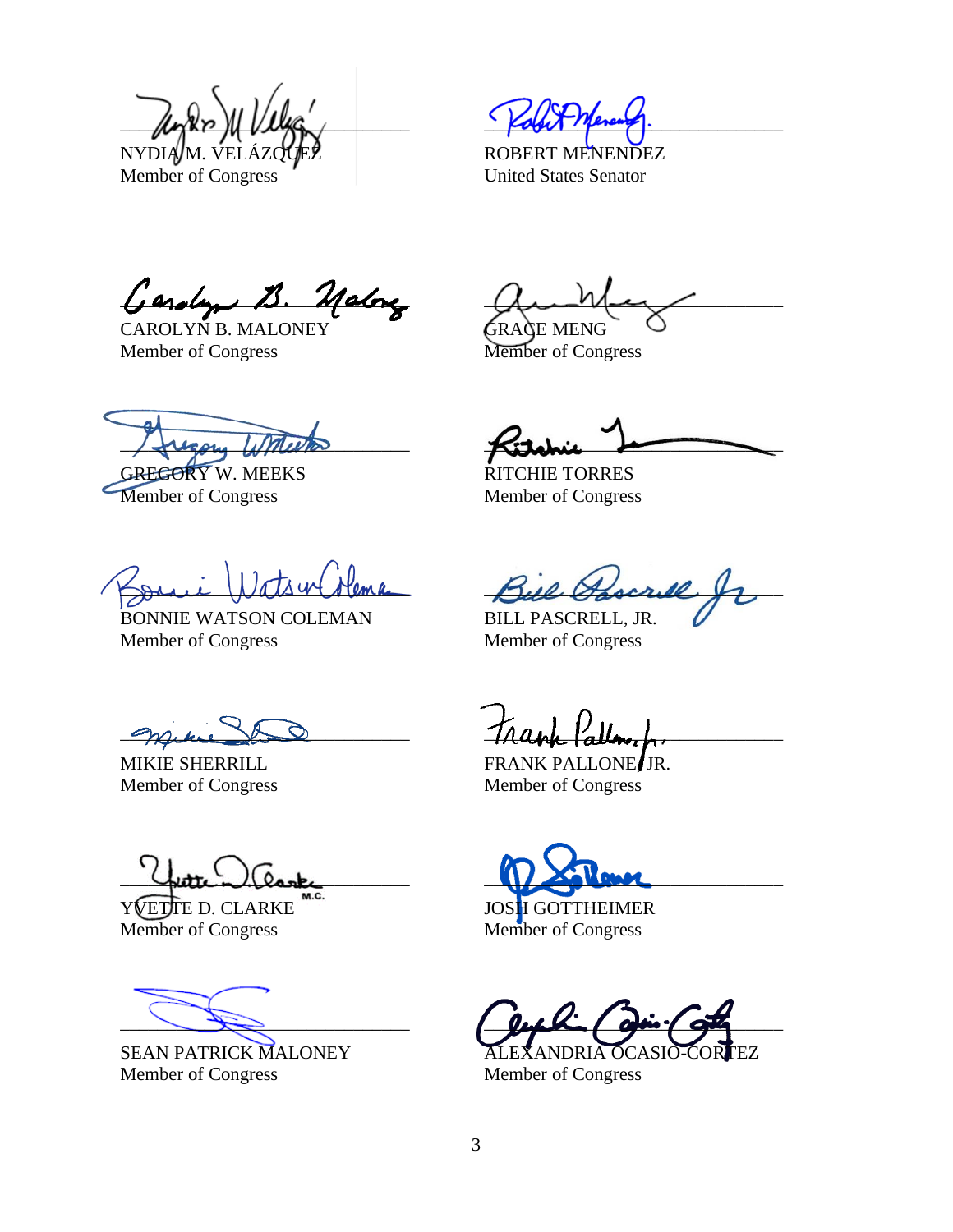NYDIA M. VELÁZQUEZ
Member of Congress

ROBERT MENENDEZ
United States Senator

CAROLYN B. MALONEY
Member of Congress

GRACE MENG
Member of Congress

GREGORY W. MEEKS
Member of Congress

RITCHIE TORRES
Member of Congress

BONNIE WATSON COLEMAN
Member of Congress

BILL PASCRELL, JR.
Member of Congress

MIKIE SHERRILL
Member of Congress

FRANK PALLONE, JR.
Member of Congress

YVETTE D. CLARKE
Member of Congress

JOSH GOTTHEIMER
Member of Congress

SEAN PATRICK MALONEY
Member of Congress

ALEXANDRIA OCASIO-CORTEZ
Member of Congress